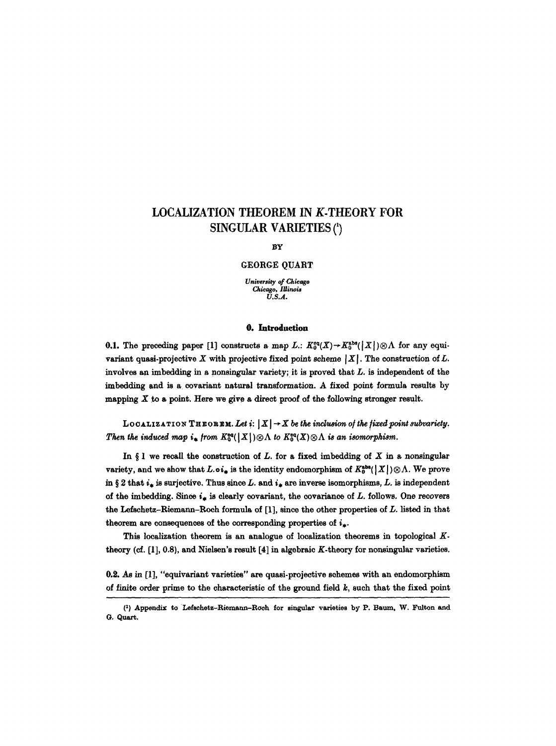# LOCALIZATION THEOREM IN K-THEORY FOR SINGULAR VARIETIES [1]

BY

GEORGE QUART

*University of Chicago*
*Chicago, Illinois*
*U.S.A.*

## 0. Introduction

**0.1.** The preceding paper [1] constructs a map $L.: K_0^{eq}(X) \to K_0^{abs}(|X|) \otimes \Lambda$ for any equivariant quasi-projective $X$ with projective fixed point scheme $|X|$. The construction of $L.$ involves an imbedding in a nonsingular variety; it is proved that $L.$ is independent of the imbedding and is a covariant natural transformation. A fixed point formula results by mapping $X$ to a point. Here we give a direct proof of the following stronger result.

LOCALIZATION THEOREM. *Let $i: |X| \to X$ be the inclusion of the fixed point subvariety. Then the induced map $i_*$ from $K_0^{eq}(|X|) \otimes \Lambda$ to $K_0^{eq}(X) \otimes \Lambda$ is an isomorphism.*

In § 1 we recall the construction of $L.$ for a fixed imbedding of $X$ in a nonsingular variety, and we show that $L. \circ i_*$ is the identity endomorphism of $K_0^{abs}(|X|) \otimes \Lambda$. We prove in § 2 that $i_*$ is surjective. Thus since $L.$ and $i_*$ are inverse isomorphisms, $L.$ is independent of the imbedding. Since $i_*$ is clearly covariant, the covariance of $L.$ follows. One recovers the Lefschetz–Riemann–Roch formula of [1], since the other properties of $L.$ listed in that theorem are consequences of the corresponding properties of $i_*$.

This localization theorem is an analogue of localization theorems in topological $K$-theory (cf. [1], 0.8), and Nielsen's result [4] in algebraic $K$-theory for nonsingular varieties.

**0.2.** As in [1], "equivariant varieties" are quasi-projective schemes with an endomorphism of finite order prime to the characteristic of the ground field $k$, such that the fixed point

[1] Appendix to Lefschetz–Riemann–Roch for singular varieties by P. Baum, W. Fulton and G. Quart.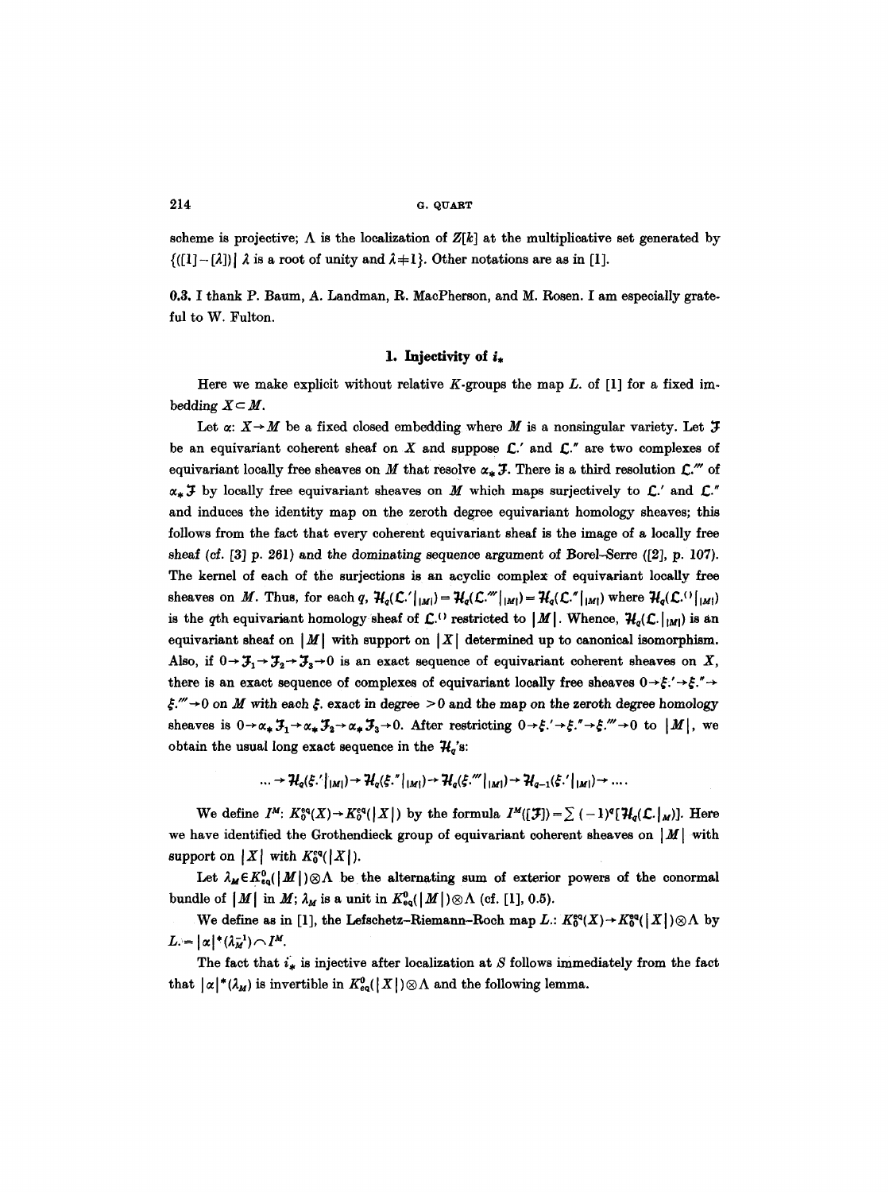scheme is projective; $\Lambda$ is the localization of $Z[k]$ at the multiplicative set generated by $\{([1]-[\lambda]) \mid \lambda \text{ is a root of unity and } \lambda \neq 1\}$. Other notations are as in [1].

0.3. I thank P. Baum, A. Landman, R. MacPherson, and M. Rosen. I am especially grateful to W. Fulton.

## 1. Injectivity of $i_*$

Here we make explicit without relative $K$-groups the map $L_.$ of [1] for a fixed imbedding $X \subset M$.

Let $\alpha: X \to M$ be a fixed closed embedding where $M$ is a nonsingular variety. Let $\mathcal{F}$ be an equivariant coherent sheaf on $X$ and suppose $\mathcal{L}.'$ and $\mathcal{L}.''$ are two complexes of equivariant locally free sheaves on $M$ that resolve $\alpha_* \mathcal{F}$. There is a third resolution $\mathcal{L}.'''$ of $\alpha_* \mathcal{F}$ by locally free equivariant sheaves on $M$ which maps surjectively to $\mathcal{L}.'$ and $\mathcal{L}.''$ and induces the identity map on the zeroth degree equivariant homology sheaves; this follows from the fact that every coherent equivariant sheaf is the image of a locally free sheaf (cf. [3] p. 261) and the *dominating sequence argument* of Borel–Serre ([2], p. 107). The kernel of each of the surjections is an acyclic complex of equivariant locally free sheaves on $M$. Thus, for each $q$, $\mathcal{H}_q(\mathcal{L}.'|_{|M|}) = \mathcal{H}_q(\mathcal{L}.'''|_{|M|}) = \mathcal{H}_q(\mathcal{L}.''|_{|M|})$ where $\mathcal{H}_q(\mathcal{L}.^{()}|_{|M|})$ is the $q$th equivariant homology sheaf of $\mathcal{L}.^{()}$ restricted to $|M|$. Whence, $\mathcal{H}_q(\mathcal{L}.|_{|M|})$ is an equivariant sheaf on $|M|$ with support on $|X|$ determined up to canonical isomorphism. Also, if $0 \to \mathcal{F}_1 \to \mathcal{F}_2 \to \mathcal{F}_3 \to 0$ is an exact sequence of equivariant coherent sheaves on $X$, there is an exact sequence of complexes of equivariant locally free sheaves $0 \to \xi.' \to \xi.'' \to \xi.''' \to 0$ on $M$ with each $\xi.$ exact in degree $>0$ and the map on the zeroth degree homology sheaves is $0 \to \alpha_* \mathcal{F}_1 \to \alpha_* \mathcal{F}_2 \to \alpha_* \mathcal{F}_3 \to 0$. After restricting $0 \to \xi.' \to \xi.'' \to \xi.''' \to 0$ to $|M|$, we obtain the usual long exact sequence in the $\mathcal{H}_q$'s:

$$\dots \to \mathcal{H}_q(\xi.'|_{|M|}) \to \mathcal{H}_q(\xi.''|_{|M|}) \to \mathcal{H}_q(\xi.'''|_{|M|}) \to \mathcal{H}_{q-1}(\xi.'|_{|M|}) \to \dots .$$

We define $I^M$: $K_0^{\text{eq}}(X) \to K_0^{\text{eq}}(|X|)$ by the formula $I^M([\mathcal{F}]) = \sum (-1)^q [\mathcal{H}_q(\mathcal{L}.|_M)]$. Here we have identified the Grothendieck group of equivariant coherent sheaves on $|M|$ with support on $|X|$ with $K_0^{\text{eq}}(|X|)$.

Let $\lambda_M \in K^0_{\text{eq}}(|M|) \otimes \Lambda$ be the alternating sum of exterior powers of the conormal bundle of $|M|$ in $M$; $\lambda_M$ is a unit in $K^0_{\text{eq}}(|M|) \otimes \Lambda$ (cf. [1], 0.5).

We define as in [1], the Lefschetz–Riemann–Roch map $L.: K_0^{\text{eq}}(X) \to K_0^{\text{eq}}(|X|) \otimes \Lambda$ by $L. = |\alpha|^* (\lambda_M^{-1}) \frown I^M$.

The fact that $i_*$ is injective after localization at $S$ follows immediately from the fact that $|\alpha|^*(\lambda_M)$ is invertible in $K^0_{\text{eq}}(|X|) \otimes \Lambda$ and the following lemma.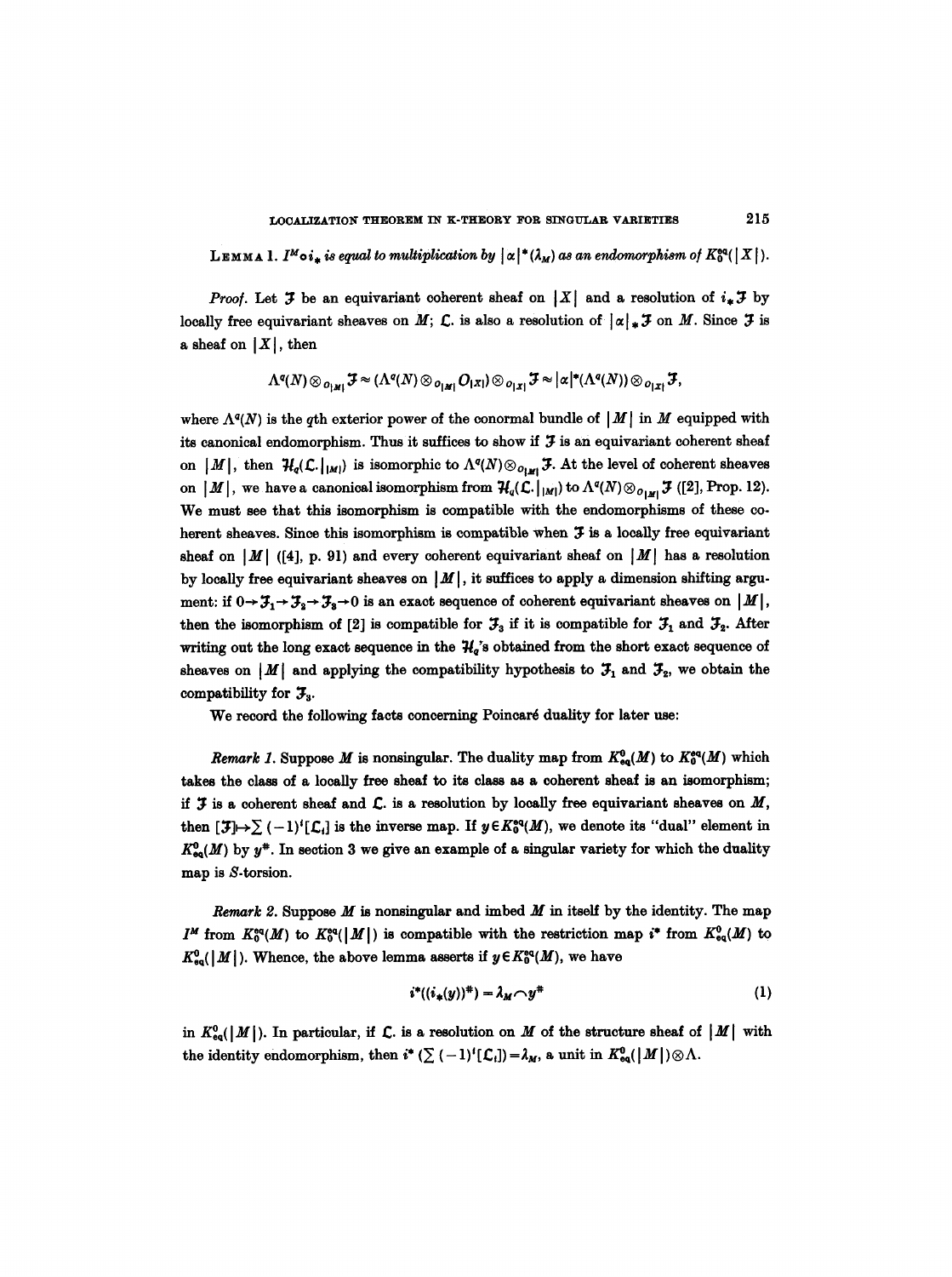**Lemma 1.** *$I^M \circ i_*$ is equal to multiplication by $|\alpha|^*(\lambda_M)$ as an endomorphism of $K_0^{eq}(|X|)$.*

*Proof.* Let $\mathcal{F}$ be an equivariant coherent sheaf on $|X|$ and a resolution of $i_*\mathcal{F}$ by locally free equivariant sheaves on $M$; $\mathcal{L}.$ is also a resolution of $|\alpha|_*\mathcal{F}$ on $M$. Since $\mathcal{F}$ is a sheaf on $|X|$, then

$$\Lambda^q(N) \otimes_{O_{|M|}} \mathcal{F} \approx (\Lambda^q(N) \otimes_{O_{|M|}} O_{|X|}) \otimes_{O_{|X|}} \mathcal{F} \approx |\alpha|^*(\Lambda^q(N)) \otimes_{O_{|X|}} \mathcal{F},$$

where $\Lambda^q(N)$ is the $q$th exterior power of the conormal bundle of $|M|$ in $M$ equipped with its canonical endomorphism. Thus it suffices to show if $\mathcal{F}$ is an equivariant coherent sheaf on $|M|$, then $\mathcal{H}_q(\mathcal{L}.|_{|M|})$ is isomorphic to $\Lambda^q(N) \otimes_{O_{|M|}} \mathcal{F}$. At the level of coherent sheaves on $|M|$, we have a canonical isomorphism from $\mathcal{H}_q(\mathcal{L}.|_{|M|})$ to $\Lambda^q(N) \otimes_{O_{|M|}} \mathcal{F}$ ([2], Prop. 12). We must see that this isomorphism is compatible with the endomorphisms of these coherent sheaves. Since this isomorphism is compatible when $\mathcal{F}$ is a locally free equivariant sheaf on $|M|$ ([4], p. 91) and every coherent equivariant sheaf on $|M|$ has a resolution by locally free equivariant sheaves on $|M|$, it suffices to apply a dimension shifting argument: if $0 \to \mathcal{F}_1 \to \mathcal{F}_2 \to \mathcal{F}_3 \to 0$ is an exact sequence of coherent equivariant sheaves on $|M|$, then the isomorphism of [2] is compatible for $\mathcal{F}_3$ if it is compatible for $\mathcal{F}_1$ and $\mathcal{F}_2$. After writing out the long exact sequence in the $\mathcal{H}_q$'s obtained from the short exact sequence of sheaves on $|M|$ and applying the compatibility hypothesis to $\mathcal{F}_1$ and $\mathcal{F}_2$, we obtain the compatibility for $\mathcal{F}_3$.

We record the following facts concerning Poincaré duality for later use:

*Remark 1.* Suppose $M$ is nonsingular. The duality map from $K_{eq}^0(M)$ to $K_0^{eq}(M)$ which takes the class of a locally free sheaf to its class as a coherent sheaf is an isomorphism; if $\mathcal{F}$ is a coherent sheaf and $\mathcal{L}.$ is a resolution by locally free equivariant sheaves on $M$, then $[\mathcal{F}] \mapsto \sum (-1)^i [\mathcal{L}_i]$ is the inverse map. If $y \in K_0^{eq}(M)$, we denote its "dual" element in $K_{eq}^0(M)$ by $y^\#$. In section 3 we give an example of a singular variety for which the duality map is $S$-torsion.

*Remark 2.* Suppose $M$ is nonsingular and imbed $M$ in itself by the identity. The map $I^M$ from $K_0^{eq}(M)$ to $K_0^{eq}(|M|)$ is compatible with the restriction map $i^*$ from $K_{eq}^0(M)$ to $K_{eq}^0(|M|)$. Whence, the above lemma asserts if $y \in K_0^{eq}(M)$, we have

$$i^*((i_*(y))^\#) = \lambda_M \frown y^\# \tag{1}$$

in $K_{eq}^0(|M|)$. In particular, if $\mathcal{L}.$ is a resolution on $M$ of the structure sheaf of $|M|$ with the identity endomorphism, then $i^*(\sum (-1)^i [\mathcal{L}_i]) = \lambda_M$, a unit in $K_{eq}^0(|M|) \otimes \Lambda$.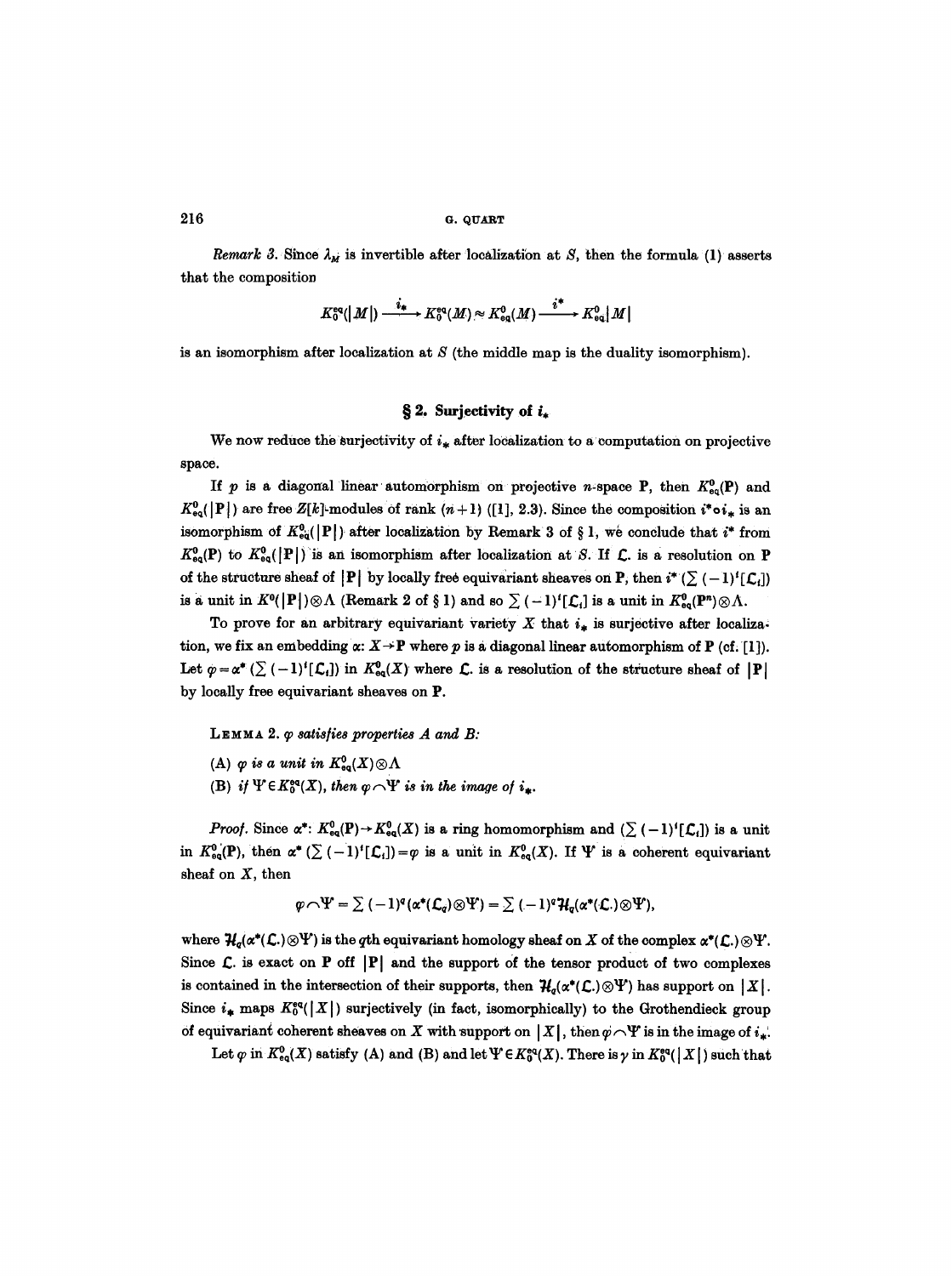*Remark 3.* Since $\lambda_M$ is invertible after localization at $S$, then the formula (1) asserts that the composition

$$K_0^{eq}(|M|) \xrightarrow{i_*} K_0^{eq}(M) \approx K_{eq}^0(M) \xrightarrow{i^*} K_{eq}^0|M|$$

is an isomorphism after localization at $S$ (the middle map is the duality isomorphism).

## § 2. Surjectivity of $i_*$

We now reduce the surjectivity of $i_*$ after localization to a computation on projective space.

If $p$ is a diagonal linear automorphism on projective $n$-space $\mathbf{P}$, then $K_{eq}^0(\mathbf{P})$ and $K_{eq}^0(|\mathbf{P}|)$ are free $Z[k]$-modules of rank $(n+1)$ ([1], 2.3). Since the composition $i^* \circ i_*$ is an isomorphism of $K_{eq}^0(|\mathbf{P}|)$ after localization by Remark 3 of § 1, we conclude that $i^*$ from $K_{eq}^0(\mathbf{P})$ to $K_{eq}^0(|\mathbf{P}|)$ is an isomorphism after localization at $S$. If $\mathcal{L}.$ is a resolution on $\mathbf{P}$ of the structure sheaf of $|\mathbf{P}|$ by locally free equivariant sheaves on $\mathbf{P}$, then $i^*(\sum (-1)^i[\mathcal{L}_i])$ is a unit in $K^0(|\mathbf{P}|) \otimes \Lambda$ (Remark 2 of § 1) and so $\sum (-1)^i[\mathcal{L}_i]$ is a unit in $K_{eq}^0(\mathbf{P}^n) \otimes \Lambda$.

To prove for an arbitrary equivariant variety $X$ that $i_*$ is surjective after localization, we fix an embedding $\alpha: X \to \mathbf{P}$ where $p$ is a diagonal linear automorphism of $\mathbf{P}$ (cf. [1]). Let $\varphi = \alpha^*(\sum (-1)^i[\mathcal{L}_i])$ in $K_{eq}^0(X)$ where $\mathcal{L}.$ is a resolution of the structure sheaf of $|\mathbf{P}|$ by locally free equivariant sheaves on $\mathbf{P}$.

LEMMA 2. *$\varphi$ satisfies properties A and B:*

*(A) $\varphi$ is a unit in $K_{eq}^0(X) \otimes \Lambda$*

*(B) if $\Psi \in K_0^{eq}(X)$, then $\varphi \frown \Psi$ is in the image of $i_*$.*

*Proof.* Since $\alpha^*: K_{eq}^0(\mathbf{P}) \to K_{eq}^0(X)$ is a ring homomorphism and $(\sum (-1)^i[\mathcal{L}_i])$ is a unit in $K_{eq}^0(\mathbf{P})$, then $\alpha^*(\sum (-1)^i[\mathcal{L}_i]) = \varphi$ is a unit in $K_{eq}^0(X)$. If $\Psi$ is a coherent equivariant sheaf on $X$, then

$$\varphi \frown \Psi = \sum (-1)^q (\alpha^*(\mathcal{L}_q) \otimes \Psi) = \sum (-1)^q \mathcal{H}_q(\alpha^*(\mathcal{L}.) \otimes \Psi),$$

where $\mathcal{H}_q(\alpha^*(\mathcal{L}.) \otimes \Psi)$ is the $q$th equivariant homology sheaf on $X$ of the complex $\alpha^*(\mathcal{L}.) \otimes \Psi$. Since $\mathcal{L}.$ is exact on $\mathbf{P}$ off $|\mathbf{P}|$ and the support of the tensor product of two complexes is contained in the intersection of their supports, then $\mathcal{H}_q(\alpha^*(\mathcal{L}.) \otimes \Psi)$ has support on $|X|$. Since $i_*$ maps $K_0^{eq}(|X|)$ surjectively (in fact, isomorphically) to the Grothendieck group of equivariant coherent sheaves on $X$ with support on $|X|$, then $\varphi \frown \Psi$ is in the image of $i_*$.

Let $\varphi$ in $K_{eq}^0(X)$ satisfy (A) and (B) and let $\Psi \in K_0^{eq}(X)$. There is $\gamma$ in $K_0^{eq}(|X|)$ such that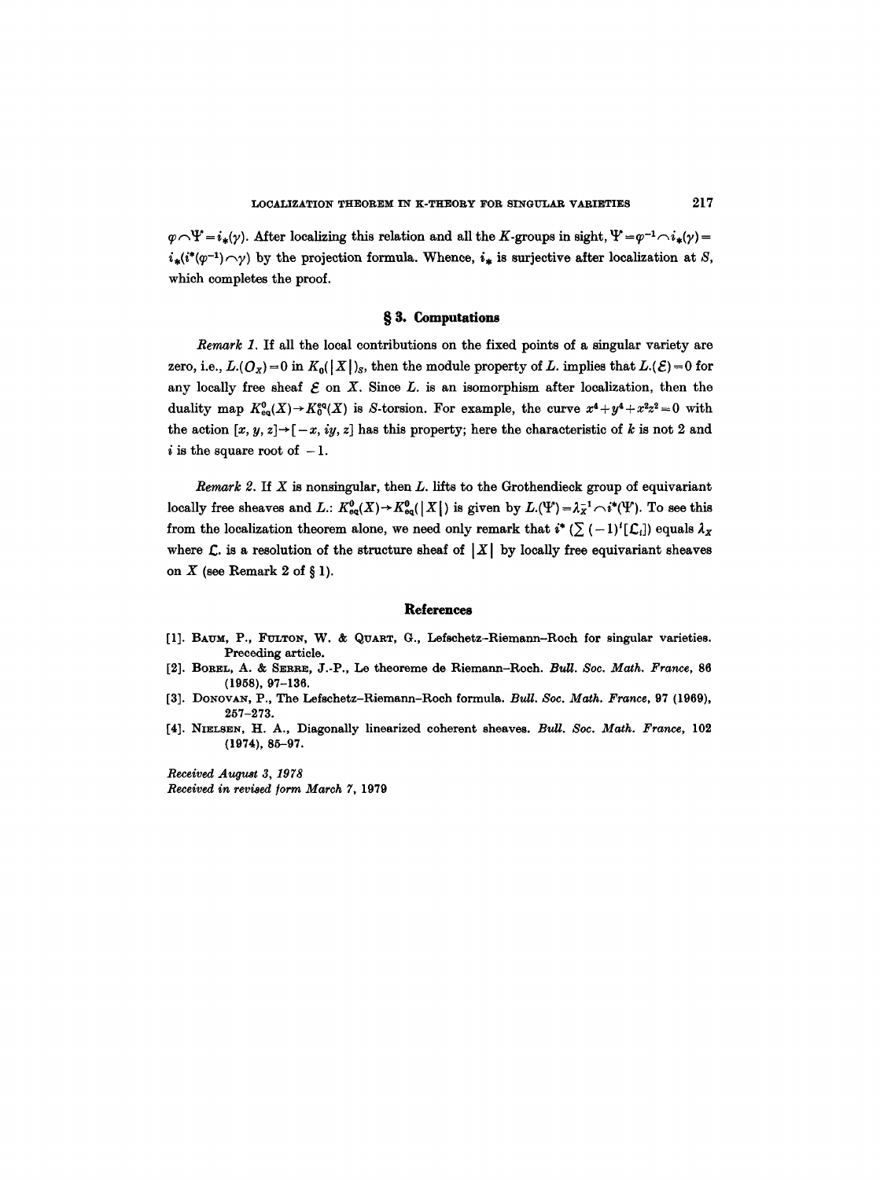$\varphi \frown \Psi = i_*(\gamma)$. After localizing this relation and all the $K$-groups in sight, $\Psi = \varphi^{-1} \frown i_*(\gamma) = i_*(i^*(\varphi^{-1}) \frown \gamma)$ by the projection formula. Whence, $i_*$ is surjective after localization at $S$, which completes the proof.

## § 3. Computations

*Remark 1.* If all the local contributions on the fixed points of a singular variety are zero, i.e., $L_.(O_X) = 0$ in $K_0(|X|)_S$, then the module property of $L_.$ implies that $L_.(\mathcal{E}) = 0$ for any locally free sheaf $\mathcal{E}$ on $X$. Since $L_.$ is an isomorphism after localization, then the duality map $K^0_{eq}(X) \to K^{eq}_0(X)$ is $S$-torsion. For example, the curve $x^4 + y^4 + x^2z^2 = 0$ with the action $[x, y, z] \to [-x, iy, z]$ has this property; here the characteristic of $k$ is not 2 and $i$ is the square root of $-1$.

*Remark 2.* If $X$ is nonsingular, then $L_.$ lifts to the Grothendieck group of equivariant locally free sheaves and $L_.: K^0_{eq}(X) \to K^0_{eq}(|X|)$ is given by $L_.(\Psi) = \lambda_X^{-1} \frown i^*(\Psi)$. To see this from the localization theorem alone, we need only remark that $i^*(\sum (-1)^i [\mathcal{L}_i])$ equals $\lambda_X$ where $\mathcal{L}_.$ is a resolution of the structure sheaf of $|X|$ by locally free equivariant sheaves on $X$ (see Remark 2 of § 1).

## References

[1]. Baum, P., Fulton, W. & Quart, G., Lefschetz–Riemann–Roch for singular varieties. Preceding article.

[2]. Borel, A. & Serre, J.-P., Le theoreme de Riemann–Roch. *Bull. Soc. Math. France*, 86 (1958), 97–136.

[3]. Donovan, P., The Lefschetz–Riemann–Roch formula. *Bull. Soc. Math. France*, 97 (1969), 257–273.

[4]. Nielsen, H. A., Diagonally linearized coherent sheaves. *Bull. Soc. Math. France*, 102 (1974), 85–97.

*Received August 3, 1978*
*Received in revised form March 7, 1979*